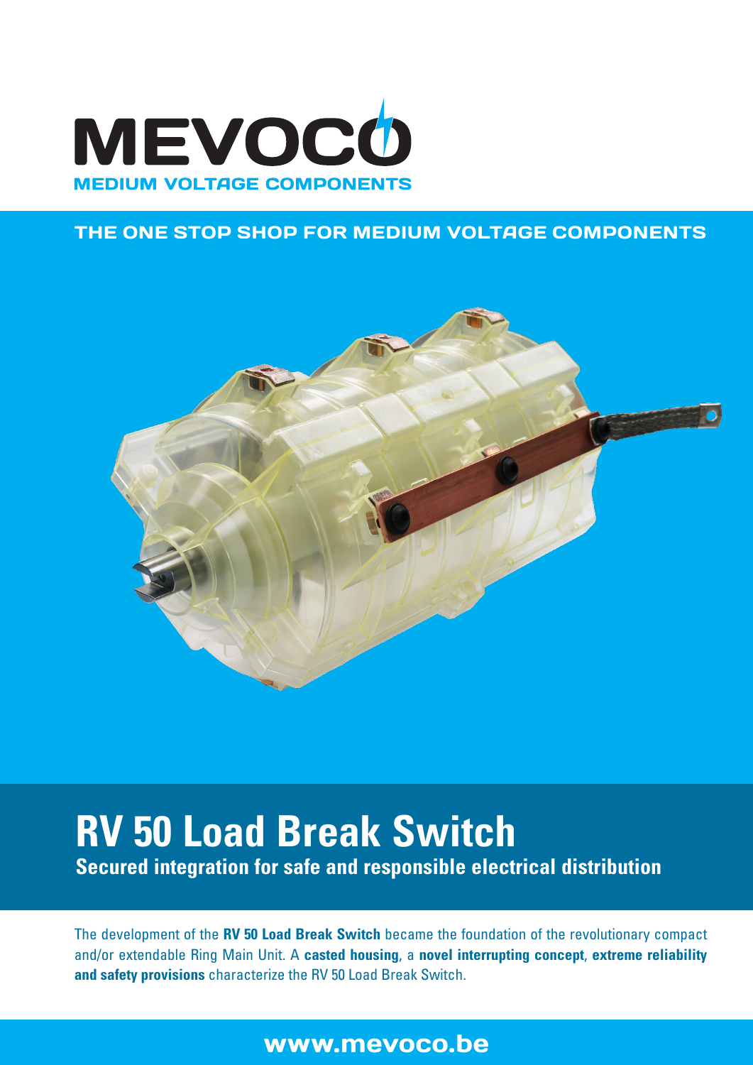MEVOCO

MEDIUM VOLTAGE COMPONENTS

THE ONE STOP SHOP FOR MEDIUM VOLTAGE COMPONENTS

# RV 50 Load Break Switch

## Secured integration for safe and responsible electrical distribution

The development of the **RV 50 Load Break Switch** became the foundation of the revolutionary compact and/or extendable Ring Main Unit. A **casted housing**, a **novel interrupting concept**, **extreme reliability and safety provisions** characterize the RV 50 Load Break Switch.

www.mevoco.be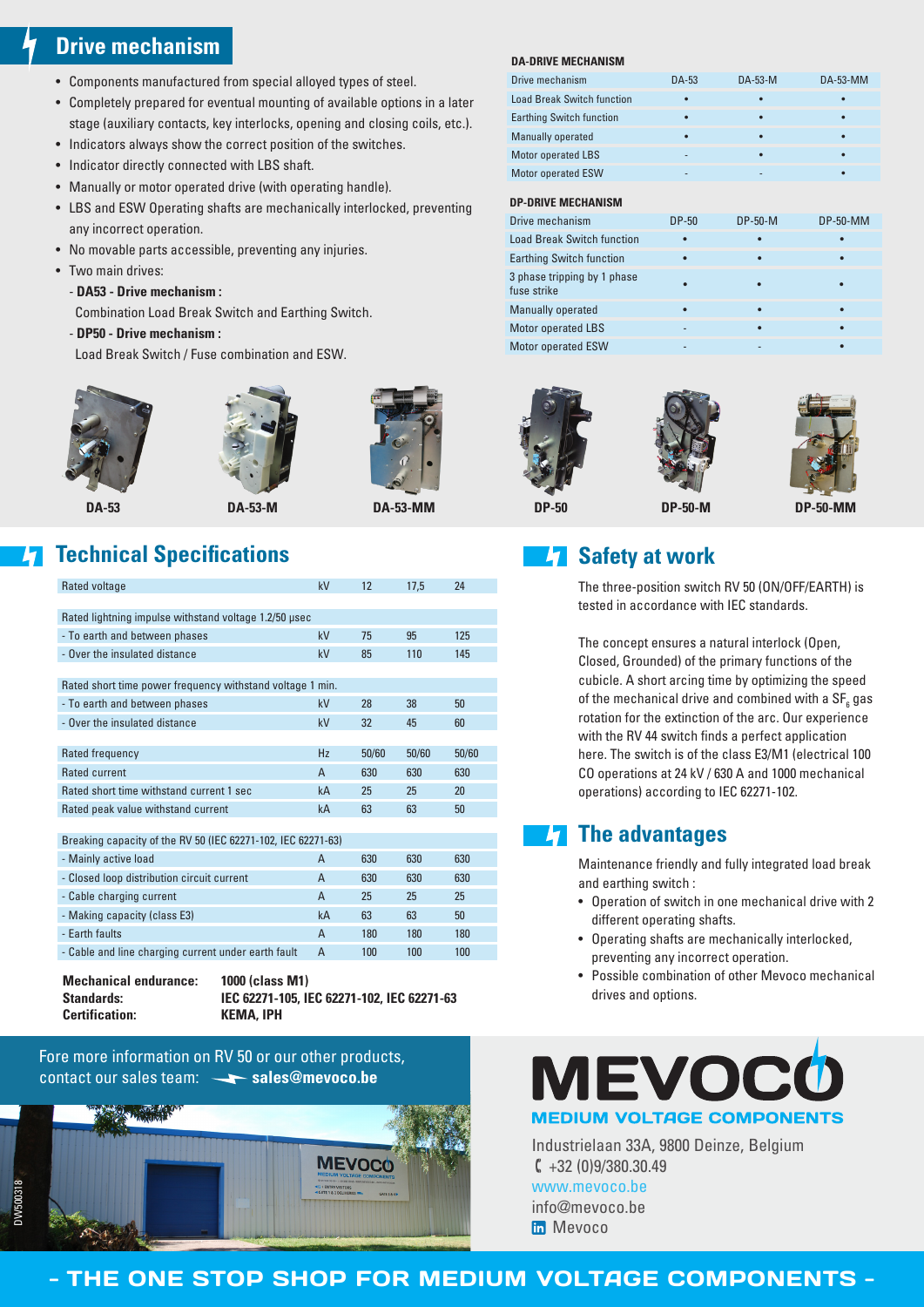## Drive mechanism

- Components manufactured from special alloyed types of steel.
- Completely prepared for eventual mounting of available options in a later stage (auxiliary contacts, key interlocks, opening and closing coils, etc.).
- Indicators always show the correct position of the switches.
- Indicator directly connected with LBS shaft.
- Manually or motor operated drive (with operating handle).
- LBS and ESW Operating shafts are mechanically interlocked, preventing any incorrect operation.
- No movable parts accessible, preventing any injuries.
- Two main drives:
  - **DA53 - Drive mechanism :** Combination Load Break Switch and Earthing Switch.
  - **DP50 - Drive mechanism :** Load Break Switch / Fuse combination and ESW.

**DA-DRIVE MECHANISM**

| Drive mechanism | DA-53 | DA-53-M | DA-53-MM |
|---|---|---|---|
| Load Break Switch function | • | • | • |
| Earthing Switch function | • | • | • |
| Manually operated | • | • | • |
| Motor operated LBS | - | • | • |
| Motor operated ESW | - | - | • |

**DP-DRIVE MECHANISM**

| Drive mechanism | DP-50 | DP-50-M | DP-50-MM |
|---|---|---|---|
| Load Break Switch function | • | • | • |
| Earthing Switch function | • | • | • |
| 3 phase tripping by 1 phase fuse strike | • | • | • |
| Manually operated | • | • | • |
| Motor operated LBS | - | • | • |
| Motor operated ESW | - | - | • |

DA-53 DA-53-M DA-53-MM DP-50 DP-50-M DP-50-MM

## Technical Specifications

| | | | | |
|---|---|---|---|---|
| Rated voltage | kV | 12 | 17,5 | 24 |
| Rated lightning impulse withstand voltage 1.2/50 µsec | | | | |
| - To earth and between phases | kV | 75 | 95 | 125 |
| - Over the insulated distance | kV | 85 | 110 | 145 |
| Rated short time power frequency withstand voltage 1 min. | | | | |
| - To earth and between phases | kV | 28 | 38 | 50 |
| - Over the insulated distance | kV | 32 | 45 | 60 |
| Rated frequency | Hz | 50/60 | 50/60 | 50/60 |
| Rated current | A | 630 | 630 | 630 |
| Rated short time withstand current 1 sec | kA | 25 | 25 | 20 |
| Rated peak value withstand current | kA | 63 | 63 | 50 |
| Breaking capacity of the RV 50 (IEC 62271-102, IEC 62271-63) | | | | |
| - Mainly active load | A | 630 | 630 | 630 |
| - Closed loop distribution circuit current | A | 630 | 630 | 630 |
| - Cable charging current | A | 25 | 25 | 25 |
| - Making capacity (class E3) | kA | 63 | 63 | 50 |
| - Earth faults | A | 180 | 180 | 180 |
| - Cable and line charging current under earth fault | A | 100 | 100 | 100 |

**Mechanical endurance:** **1000 (class M1)**
**Standards:** **IEC 62271-105, IEC 62271-102, IEC 62271-63**
**Certification:** **KEMA, IPH**

## Safety at work

The three-position switch RV 50 (ON/OFF/EARTH) is tested in accordance with IEC standards.

The concept ensures a natural interlock (Open, Closed, Grounded) of the primary functions of the cubicle. A short arcing time by optimizing the speed of the mechanical drive and combined with a $SF_6$ gas rotation for the extinction of the arc. Our experience with the RV 44 switch finds a perfect application here. The switch is of the class E3/M1 (electrical 100 CO operations at 24 kV / 630 A and 1000 mechanical operations) according to IEC 62271-102.

## The advantages

Maintenance friendly and fully integrated load break and earthing switch :

- Operation of switch in one mechanical drive with 2 different operating shafts.
- Operating shafts are mechanically interlocked, preventing any incorrect operation.
- Possible combination of other Mevoco mechanical drives and options.

Fore more information on RV 50 or our other products, contact our sales team: **sales@mevoco.be**

MEVOCO
MEDIUM VOLTAGE COMPONENTS

Industrielaan 33A, 9800 Deinze, Belgium
+32 (0)9/380.30.49
www.mevoco.be
info@mevoco.be
Mevoco

DW500318

**- THE ONE STOP SHOP FOR MEDIUM VOLTAGE COMPONENTS -**